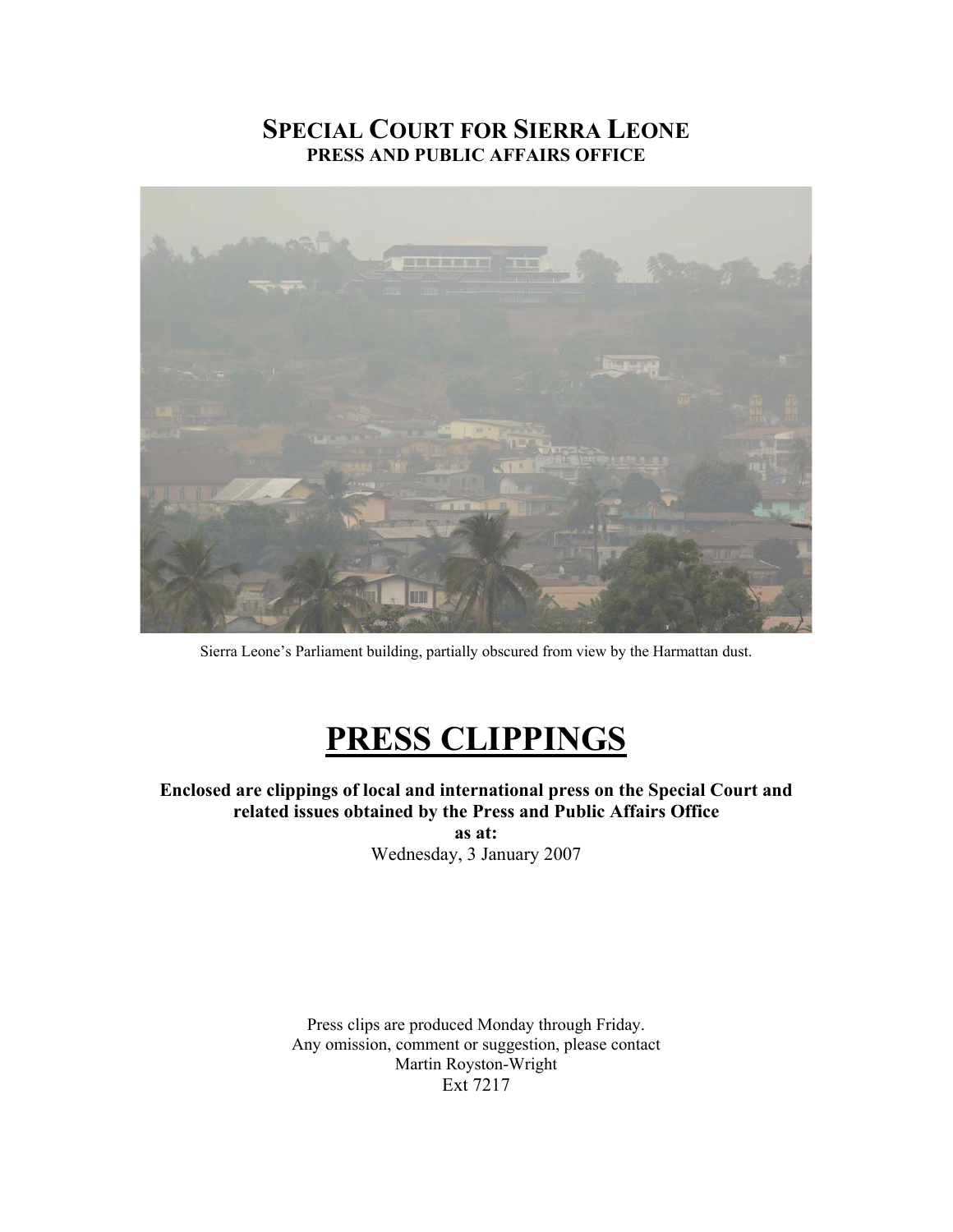# SPECIAL COURT FOR SIERRA LEONE

**PRESS AND PUBLIC AFFAIRS OFFICE**

Sierra Leone's Parliament building, partially obscured from view by the Harmattan dust.

# PRESS CLIPPINGS

**Enclosed are clippings of local and international press on the Special Court and related issues obtained by the Press and Public Affairs Office**

**as at:**

Wednesday, 3 January 2007

Press clips are produced Monday through Friday.
Any omission, comment or suggestion, please contact
Martin Royston-Wright
Ext 7217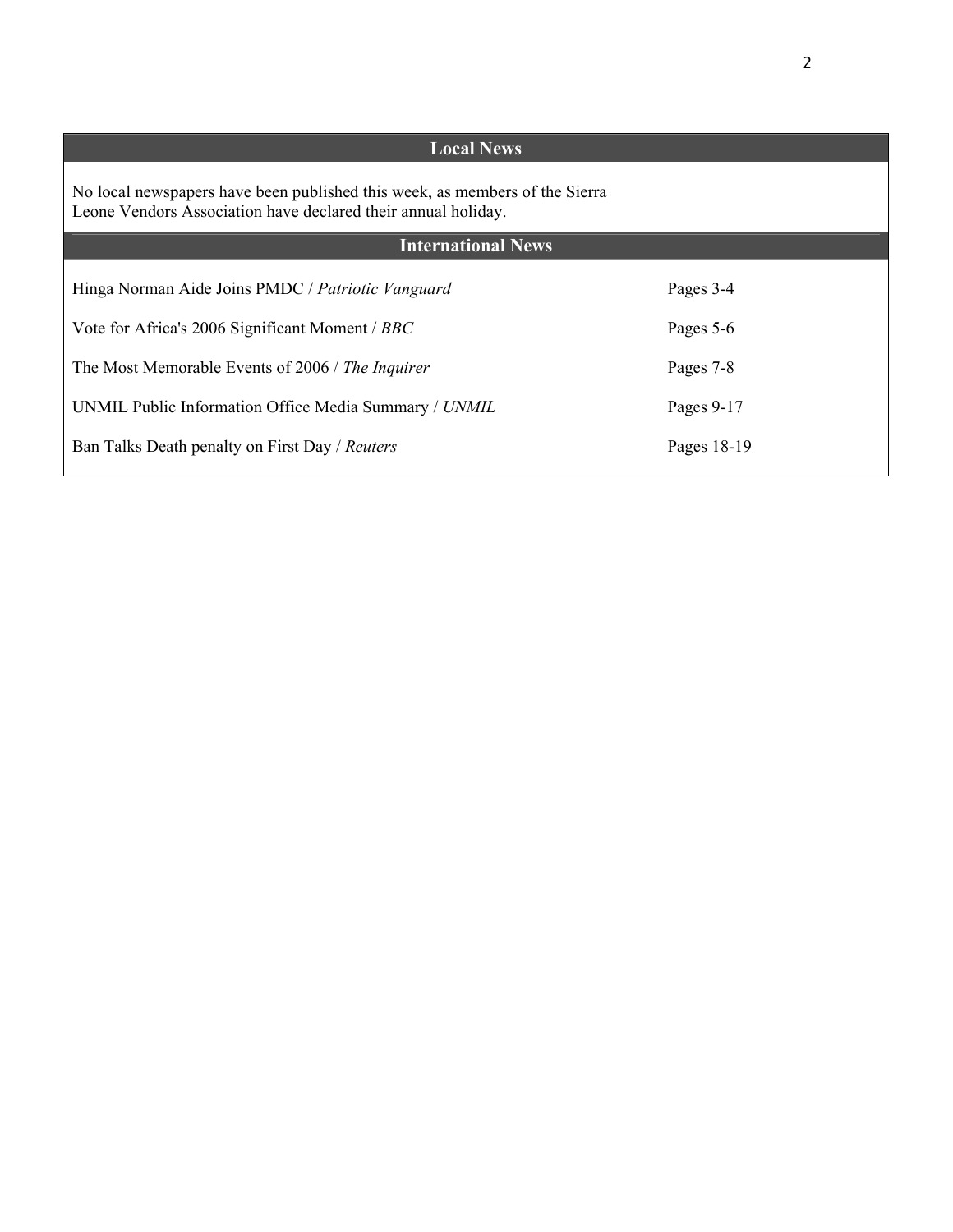## Local News

No local newspapers have been published this week, as members of the Sierra Leone Vendors Association have declared their annual holiday.

## International News

| | |
|---|---|
| Hinga Norman Aide Joins PMDC / *Patriotic Vanguard* | Pages 3-4 |
| Vote for Africa's 2006 Significant Moment / *BBC* | Pages 5-6 |
| The Most Memorable Events of 2006 / *The Inquirer* | Pages 7-8 |
| UNMIL Public Information Office Media Summary / *UNMIL* | Pages 9-17 |
| Ban Talks Death penalty on First Day / *Reuters* | Pages 18-19 |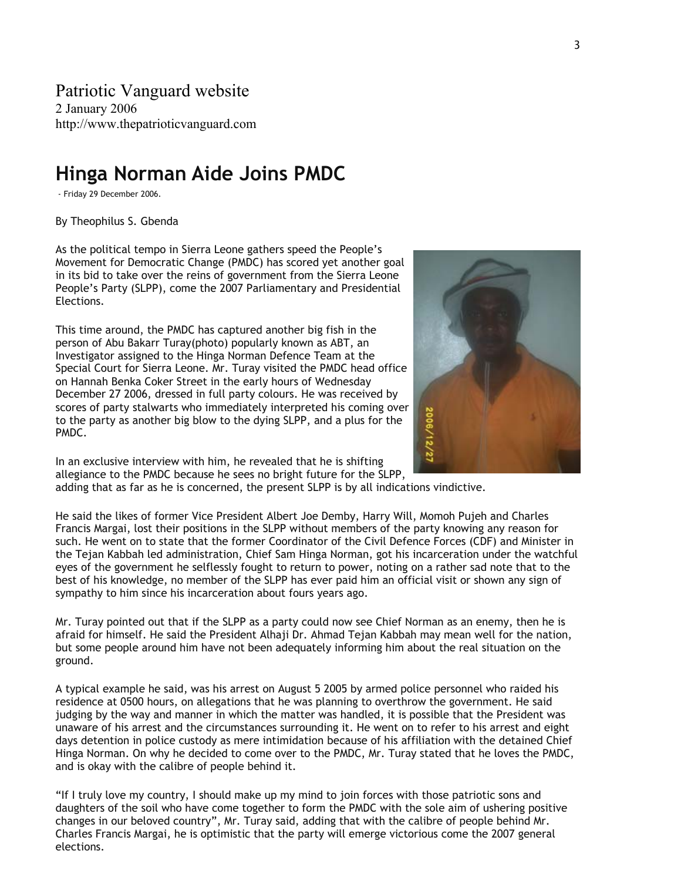Patriotic Vanguard website
2 January 2006
http://www.thepatrioticvanguard.com

# Hinga Norman Aide Joins PMDC

- Friday 29 December 2006.

By Theophilus S. Gbenda

As the political tempo in Sierra Leone gathers speed the People's Movement for Democratic Change (PMDC) has scored yet another goal in its bid to take over the reins of government from the Sierra Leone People's Party (SLPP), come the 2007 Parliamentary and Presidential Elections.

This time around, the PMDC has captured another big fish in the person of Abu Bakarr Turay(photo) popularly known as ABT, an Investigator assigned to the Hinga Norman Defence Team at the Special Court for Sierra Leone. Mr. Turay visited the PMDC head office on Hannah Benka Coker Street in the early hours of Wednesday December 27 2006, dressed in full party colours. He was received by scores of party stalwarts who immediately interpreted his coming over to the party as another big blow to the dying SLPP, and a plus for the PMDC.

In an exclusive interview with him, he revealed that he is shifting allegiance to the PMDC because he sees no bright future for the SLPP, adding that as far as he is concerned, the present SLPP is by all indications vindictive.

He said the likes of former Vice President Albert Joe Demby, Harry Will, Momoh Pujeh and Charles Francis Margai, lost their positions in the SLPP without members of the party knowing any reason for such. He went on to state that the former Coordinator of the Civil Defence Forces (CDF) and Minister in the Tejan Kabbah led administration, Chief Sam Hinga Norman, got his incarceration under the watchful eyes of the government he selflessly fought to return to power, noting on a rather sad note that to the best of his knowledge, no member of the SLPP has ever paid him an official visit or shown any sign of sympathy to him since his incarceration about fours years ago.

Mr. Turay pointed out that if the SLPP as a party could now see Chief Norman as an enemy, then he is afraid for himself. He said the President Alhaji Dr. Ahmad Tejan Kabbah may mean well for the nation, but some people around him have not been adequately informing him about the real situation on the ground.

A typical example he said, was his arrest on August 5 2005 by armed police personnel who raided his residence at 0500 hours, on allegations that he was planning to overthrow the government. He said judging by the way and manner in which the matter was handled, it is possible that the President was unaware of his arrest and the circumstances surrounding it. He went on to refer to his arrest and eight days detention in police custody as mere intimidation because of his affiliation with the detained Chief Hinga Norman. On why he decided to come over to the PMDC, Mr. Turay stated that he loves the PMDC, and is okay with the calibre of people behind it.

"If I truly love my country, I should make up my mind to join forces with those patriotic sons and daughters of the soil who have come together to form the PMDC with the sole aim of ushering positive changes in our beloved country", Mr. Turay said, adding that with the calibre of people behind Mr. Charles Francis Margai, he is optimistic that the party will emerge victorious come the 2007 general elections.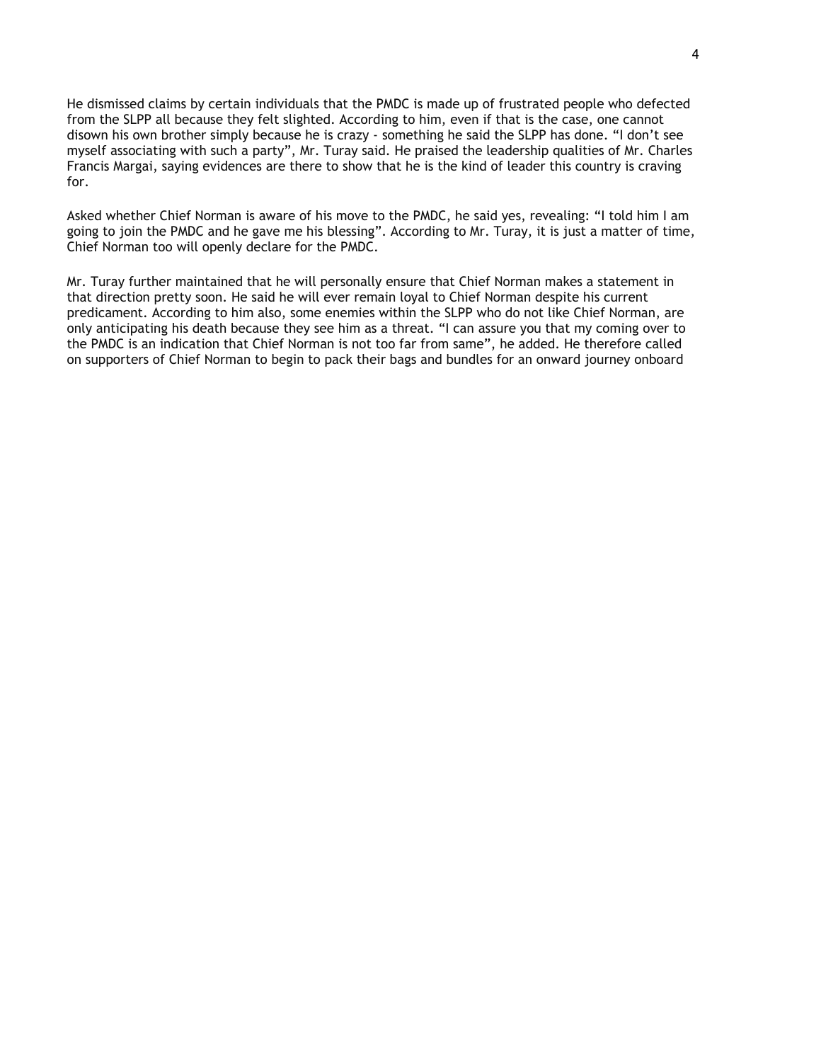He dismissed claims by certain individuals that the PMDC is made up of frustrated people who defected from the SLPP all because they felt slighted. According to him, even if that is the case, one cannot disown his own brother simply because he is crazy - something he said the SLPP has done. "I don't see myself associating with such a party", Mr. Turay said. He praised the leadership qualities of Mr. Charles Francis Margai, saying evidences are there to show that he is the kind of leader this country is craving for.

Asked whether Chief Norman is aware of his move to the PMDC, he said yes, revealing: "I told him I am going to join the PMDC and he gave me his blessing". According to Mr. Turay, it is just a matter of time, Chief Norman too will openly declare for the PMDC.

Mr. Turay further maintained that he will personally ensure that Chief Norman makes a statement in that direction pretty soon. He said he will ever remain loyal to Chief Norman despite his current predicament. According to him also, some enemies within the SLPP who do not like Chief Norman, are only anticipating his death because they see him as a threat. "I can assure you that my coming over to the PMDC is an indication that Chief Norman is not too far from same", he added. He therefore called on supporters of Chief Norman to begin to pack their bags and bundles for an onward journey onboard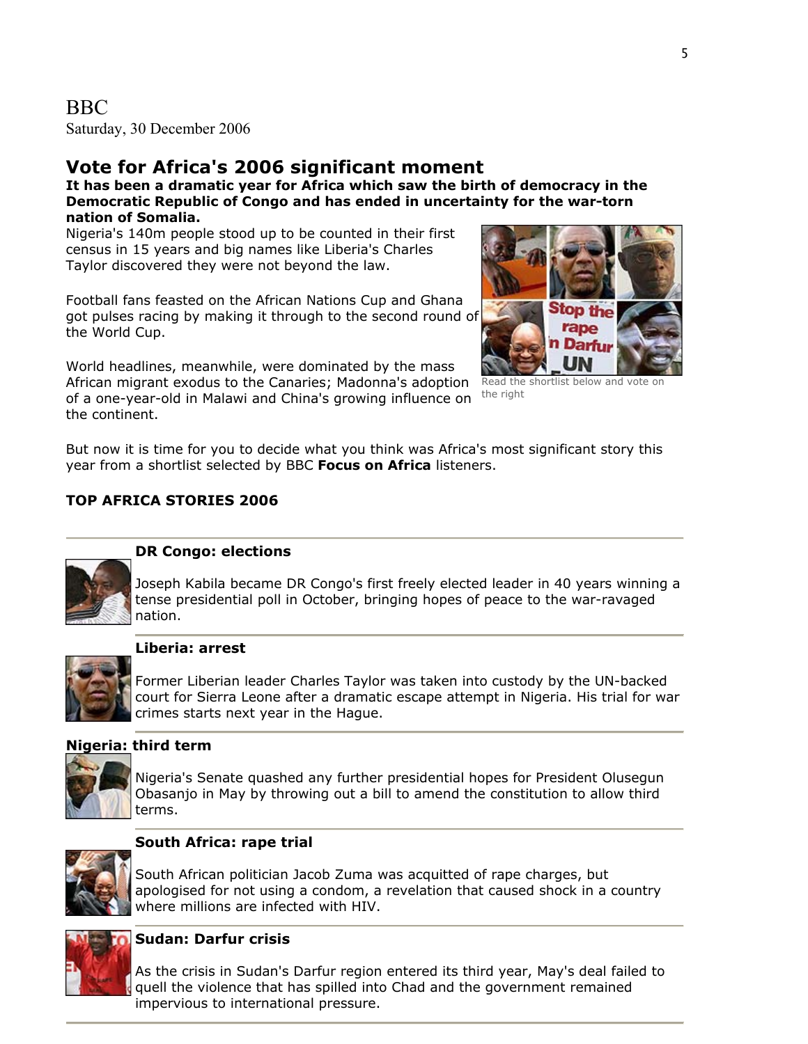BBC
Saturday, 30 December 2006

## Vote for Africa's 2006 significant moment

**It has been a dramatic year for Africa which saw the birth of democracy in the Democratic Republic of Congo and has ended in uncertainty for the war-torn nation of Somalia.**

Nigeria's 140m people stood up to be counted in their first census in 15 years and big names like Liberia's Charles Taylor discovered they were not beyond the law.

Football fans feasted on the African Nations Cup and Ghana got pulses racing by making it through to the second round of the World Cup.

World headlines, meanwhile, were dominated by the mass African migrant exodus to the Canaries; Madonna's adoption of a one-year-old in Malawi and China's growing influence on the continent.

Read the shortlist below and vote on the right

But now it is time for you to decide what you think was Africa's most significant story this year from a shortlist selected by BBC **Focus on Africa** listeners.

### TOP AFRICA STORIES 2006

---

**DR Congo: elections**

Joseph Kabila became DR Congo's first freely elected leader in 40 years winning a tense presidential poll in October, bringing hopes of peace to the war-ravaged nation.

---

**Liberia: arrest**

Former Liberian leader Charles Taylor was taken into custody by the UN-backed court for Sierra Leone after a dramatic escape attempt in Nigeria. His trial for war crimes starts next year in the Hague.

---

**Nigeria: third term**

Nigeria's Senate quashed any further presidential hopes for President Olusegun Obasanjo in May by throwing out a bill to amend the constitution to allow third terms.

---

**South Africa: rape trial**

South African politician Jacob Zuma was acquitted of rape charges, but apologised for not using a condom, a revelation that caused shock in a country where millions are infected with HIV.

---

**Sudan: Darfur crisis**

As the crisis in Sudan's Darfur region entered its third year, May's deal failed to quell the violence that has spilled into Chad and the government remained impervious to international pressure.

---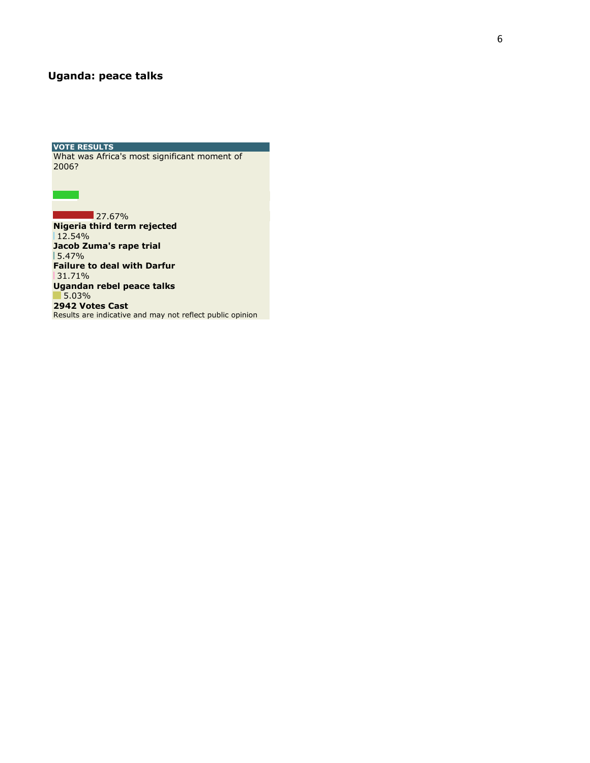## Uganda: peace talks

**VOTE RESULTS**

What was Africa's most significant moment of 2006?

27.67%

**Nigeria third term rejected**

12.54%

**Jacob Zuma's rape trial**

5.47%

**Failure to deal with Darfur**

31.71%

**Ugandan rebel peace talks**

5.03%

**2942 Votes Cast**

Results are indicative and may not reflect public opinion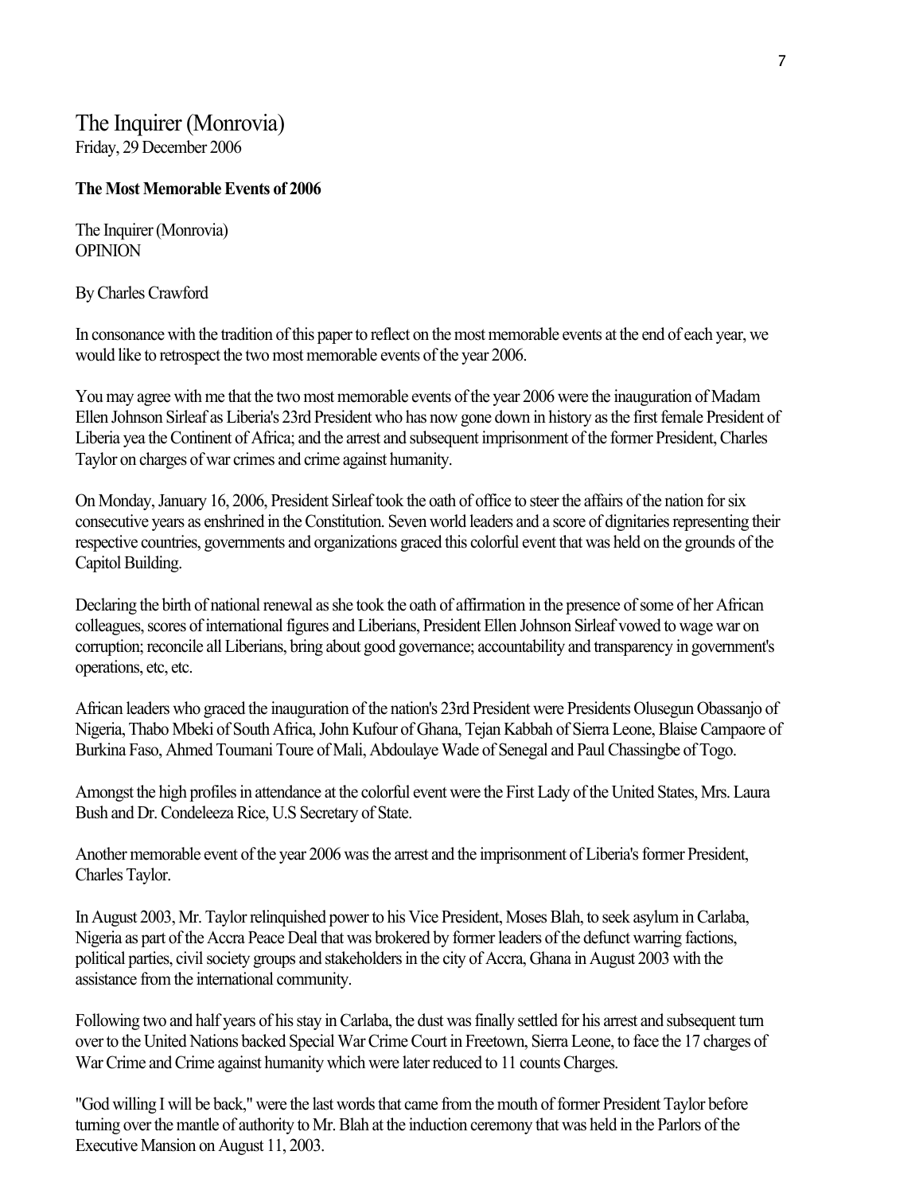# The Inquirer (Monrovia)

Friday, 29 December 2006

**The Most Memorable Events of 2006**

The Inquirer (Monrovia)
OPINION

By Charles Crawford

In consonance with the tradition of this paper to reflect on the most memorable events at the end of each year, we would like to retrospect the two most memorable events of the year 2006.

You may agree with me that the two most memorable events of the year 2006 were the inauguration of Madam Ellen Johnson Sirleaf as Liberia's 23rd President who has now gone down in history as the first female President of Liberia yea the Continent of Africa; and the arrest and subsequent imprisonment of the former President, Charles Taylor on charges of war crimes and crime against humanity.

On Monday, January 16, 2006, President Sirleaf took the oath of office to steer the affairs of the nation for six consecutive years as enshrined in the Constitution. Seven world leaders and a score of dignitaries representing their respective countries, governments and organizations graced this colorful event that was held on the grounds of the Capitol Building.

Declaring the birth of national renewal as she took the oath of affirmation in the presence of some of her African colleagues, scores of international figures and Liberians, President Ellen Johnson Sirleaf vowed to wage war on corruption; reconcile all Liberians, bring about good governance; accountability and transparency in government's operations, etc, etc.

African leaders who graced the inauguration of the nation's 23rd President were Presidents Olusegun Obassanjo of Nigeria, Thabo Mbeki of South Africa, John Kufour of Ghana, Tejan Kabbah of Sierra Leone, Blaise Campaore of Burkina Faso, Ahmed Toumani Toure of Mali, Abdoulaye Wade of Senegal and Paul Chassingbe of Togo.

Amongst the high profiles in attendance at the colorful event were the First Lady of the United States, Mrs. Laura Bush and Dr. Condeleeza Rice, U.S Secretary of State.

Another memorable event of the year 2006 was the arrest and the imprisonment of Liberia's former President, Charles Taylor.

In August 2003, Mr. Taylor relinquished power to his Vice President, Moses Blah, to seek asylum in Carlaba, Nigeria as part of the Accra Peace Deal that was brokered by former leaders of the defunct warring factions, political parties, civil society groups and stakeholders in the city of Accra, Ghana in August 2003 with the assistance from the international community.

Following two and half years of his stay in Carlaba, the dust was finally settled for his arrest and subsequent turn over to the United Nations backed Special War Crime Court in Freetown, Sierra Leone, to face the 17 charges of War Crime and Crime against humanity which were later reduced to 11 counts Charges.

"God willing I will be back," were the last words that came from the mouth of former President Taylor before turning over the mantle of authority to Mr. Blah at the induction ceremony that was held in the Parlors of the Executive Mansion on August 11, 2003.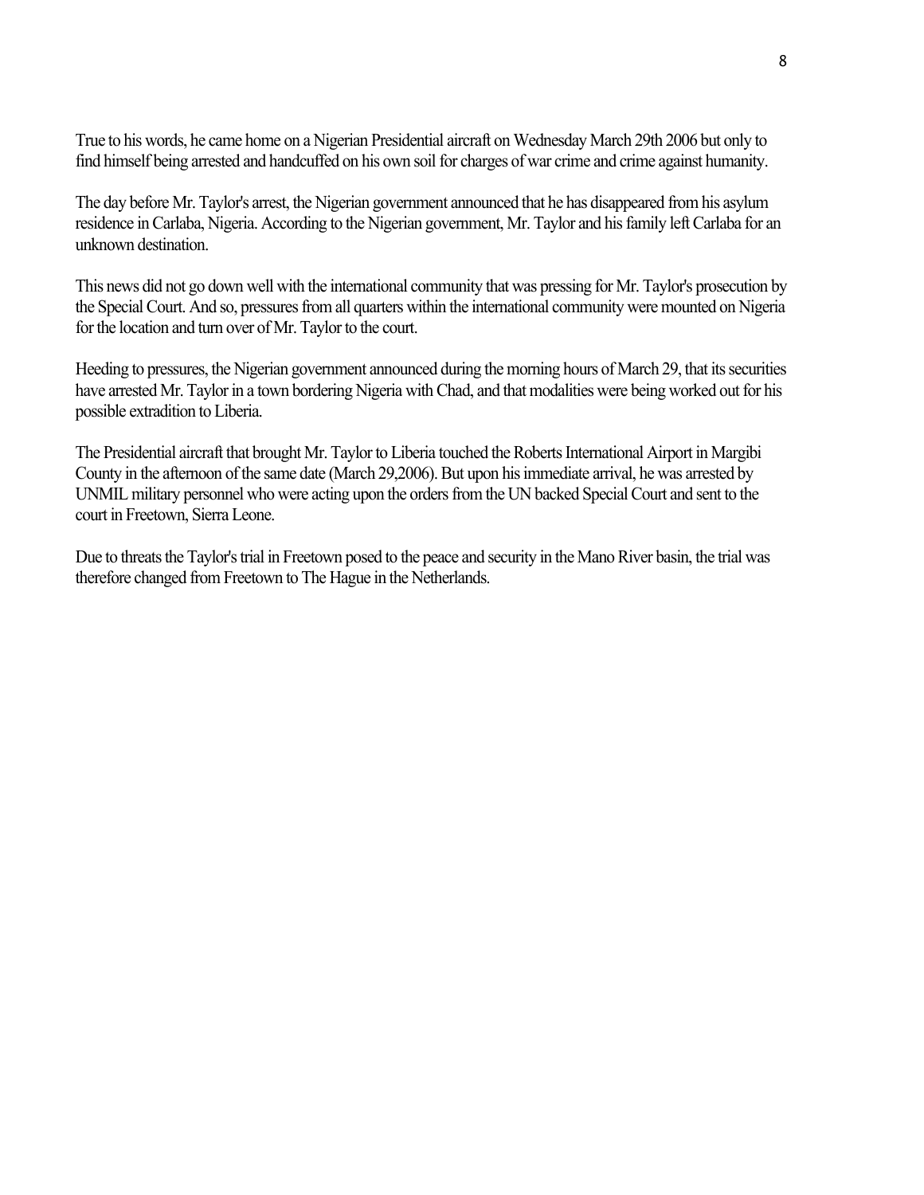True to his words, he came home on a Nigerian Presidential aircraft on Wednesday March 29th 2006 but only to find himself being arrested and handcuffed on his own soil for charges of war crime and crime against humanity.

The day before Mr. Taylor's arrest, the Nigerian government announced that he has disappeared from his asylum residence in Carlaba, Nigeria. According to the Nigerian government, Mr. Taylor and his family left Carlaba for an unknown destination.

This news did not go down well with the international community that was pressing for Mr. Taylor's prosecution by the Special Court. And so, pressures from all quarters within the international community were mounted on Nigeria for the location and turn over of Mr. Taylor to the court.

Heeding to pressures, the Nigerian government announced during the morning hours of March 29, that its securities have arrested Mr. Taylor in a town bordering Nigeria with Chad, and that modalities were being worked out for his possible extradition to Liberia.

The Presidential aircraft that brought Mr. Taylor to Liberia touched the Roberts International Airport in Margibi County in the afternoon of the same date (March 29,2006). But upon his immediate arrival, he was arrested by UNMIL military personnel who were acting upon the orders from the UN backed Special Court and sent to the court in Freetown, Sierra Leone.

Due to threats the Taylor's trial in Freetown posed to the peace and security in the Mano River basin, the trial was therefore changed from Freetown to The Hague in the Netherlands.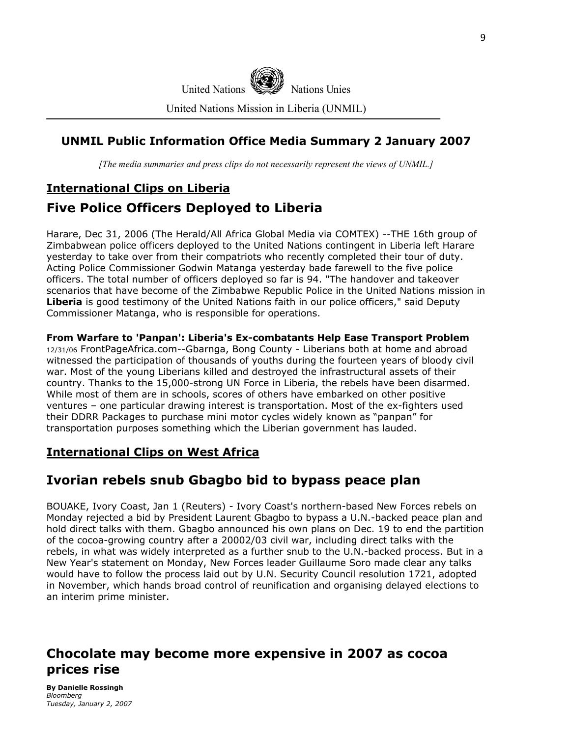United Nations Nations Unies

United Nations Mission in Liberia (UNMIL)

### UNMIL Public Information Office Media Summary 2 January 2007

*[The media summaries and press clips do not necessarily represent the views of UNMIL.]*

## International Clips on Liberia

## Five Police Officers Deployed to Liberia

Harare, Dec 31, 2006 (The Herald/All Africa Global Media via COMTEX) --THE 16th group of Zimbabwean police officers deployed to the United Nations contingent in Liberia left Harare yesterday to take over from their compatriots who recently completed their tour of duty. Acting Police Commissioner Godwin Matanga yesterday bade farewell to the five police officers. The total number of officers deployed so far is 94. "The handover and takeover scenarios that have become of the Zimbabwe Republic Police in the United Nations mission in **Liberia** is good testimony of the United Nations faith in our police officers," said Deputy Commissioner Matanga, who is responsible for operations.

**From Warfare to 'Panpan': Liberia's Ex-combatants Help Ease Transport Problem**

12/31/06 FrontPageAfrica.com--Gbarnga, Bong County - Liberians both at home and abroad witnessed the participation of thousands of youths during the fourteen years of bloody civil war. Most of the young Liberians killed and destroyed the infrastructural assets of their country. Thanks to the 15,000-strong UN Force in Liberia, the rebels have been disarmed. While most of them are in schools, scores of others have embarked on other positive ventures – one particular drawing interest is transportation. Most of the ex-fighters used their DDRR Packages to purchase mini motor cycles widely known as "panpan" for transportation purposes something which the Liberian government has lauded.

## International Clips on West Africa

## Ivorian rebels snub Gbagbo bid to bypass peace plan

BOUAKE, Ivory Coast, Jan 1 (Reuters) - Ivory Coast's northern-based New Forces rebels on Monday rejected a bid by President Laurent Gbagbo to bypass a U.N.-backed peace plan and hold direct talks with them. Gbagbo announced his own plans on Dec. 19 to end the partition of the cocoa-growing country after a 20002/03 civil war, including direct talks with the rebels, in what was widely interpreted as a further snub to the U.N.-backed process. But in a New Year's statement on Monday, New Forces leader Guillaume Soro made clear any talks would have to follow the process laid out by U.N. Security Council resolution 1721, adopted in November, which hands broad control of reunification and organising delayed elections to an interim prime minister.

## Chocolate may become more expensive in 2007 as cocoa prices rise

**By Danielle Rossingh**
*Bloomberg*
*Tuesday, January 2, 2007*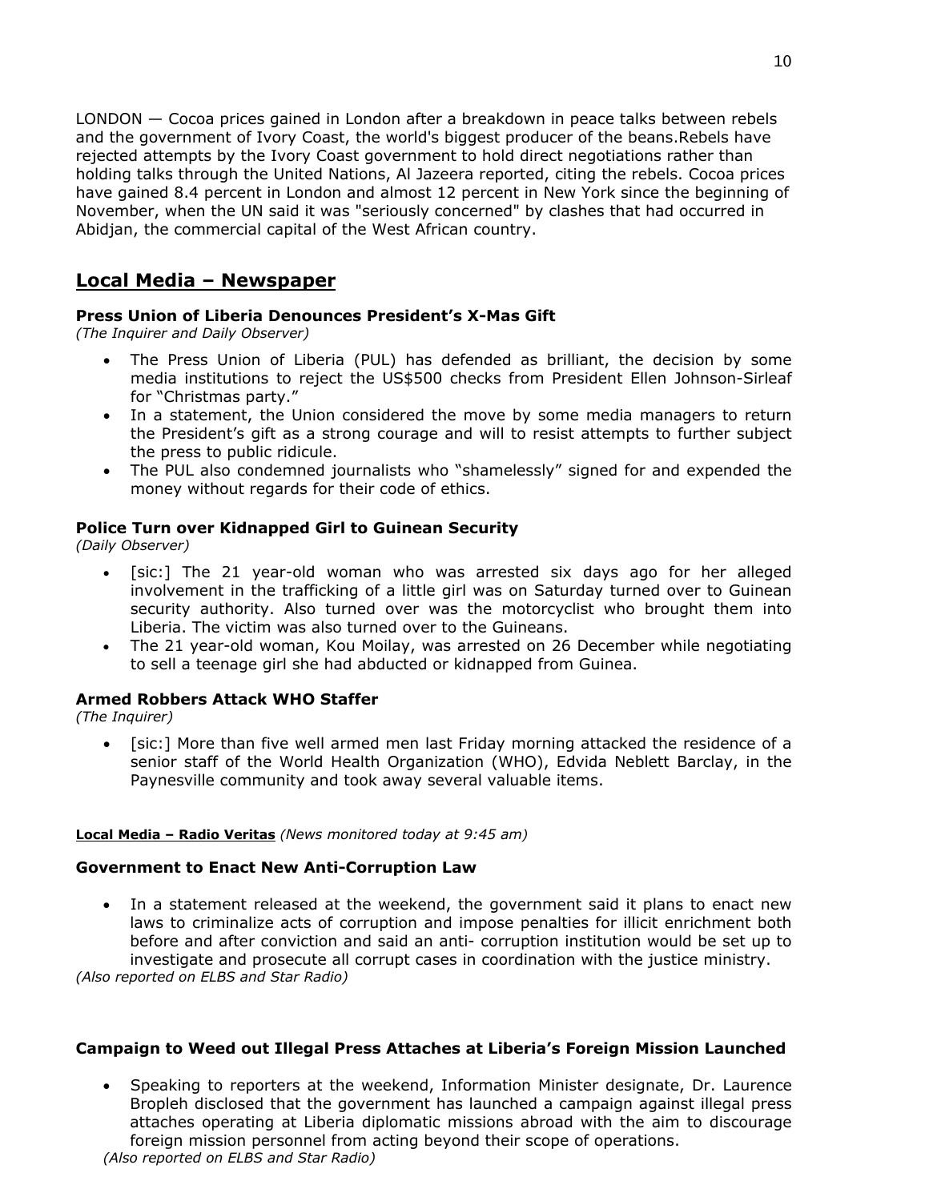LONDON — Cocoa prices gained in London after a breakdown in peace talks between rebels and the government of Ivory Coast, the world's biggest producer of the beans.Rebels have rejected attempts by the Ivory Coast government to hold direct negotiations rather than holding talks through the United Nations, Al Jazeera reported, citing the rebels. Cocoa prices have gained 8.4 percent in London and almost 12 percent in New York since the beginning of November, when the UN said it was "seriously concerned" by clashes that had occurred in Abidjan, the commercial capital of the West African country.

## Local Media – Newspaper

### Press Union of Liberia Denounces President's X-Mas Gift

*(The Inquirer and Daily Observer)*

- The Press Union of Liberia (PUL) has defended as brilliant, the decision by some media institutions to reject the US$500 checks from President Ellen Johnson-Sirleaf for "Christmas party."
- In a statement, the Union considered the move by some media managers to return the President's gift as a strong courage and will to resist attempts to further subject the press to public ridicule.
- The PUL also condemned journalists who "shamelessly" signed for and expended the money without regards for their code of ethics.

### Police Turn over Kidnapped Girl to Guinean Security

*(Daily Observer)*

- [sic:] The 21 year-old woman who was arrested six days ago for her alleged involvement in the trafficking of a little girl was on Saturday turned over to Guinean security authority. Also turned over was the motorcyclist who brought them into Liberia. The victim was also turned over to the Guineans.
- The 21 year-old woman, Kou Moilay, was arrested on 26 December while negotiating to sell a teenage girl she had abducted or kidnapped from Guinea.

### Armed Robbers Attack WHO Staffer

*(The Inquirer)*

- [sic:] More than five well armed men last Friday morning attacked the residence of a senior staff of the World Health Organization (WHO), Edvida Neblett Barclay, in the Paynesville community and took away several valuable items.

**Local Media – Radio Veritas** *(News monitored today at 9:45 am)*

### Government to Enact New Anti-Corruption Law

- In a statement released at the weekend, the government said it plans to enact new laws to criminalize acts of corruption and impose penalties for illicit enrichment both before and after conviction and said an anti- corruption institution would be set up to investigate and prosecute all corrupt cases in coordination with the justice ministry.

*(Also reported on ELBS and Star Radio)*

### Campaign to Weed out Illegal Press Attaches at Liberia's Foreign Mission Launched

- Speaking to reporters at the weekend, Information Minister designate, Dr. Laurence Bropleh disclosed that the government has launched a campaign against illegal press attaches operating at Liberia diplomatic missions abroad with the aim to discourage foreign mission personnel from acting beyond their scope of operations.

*(Also reported on ELBS and Star Radio)*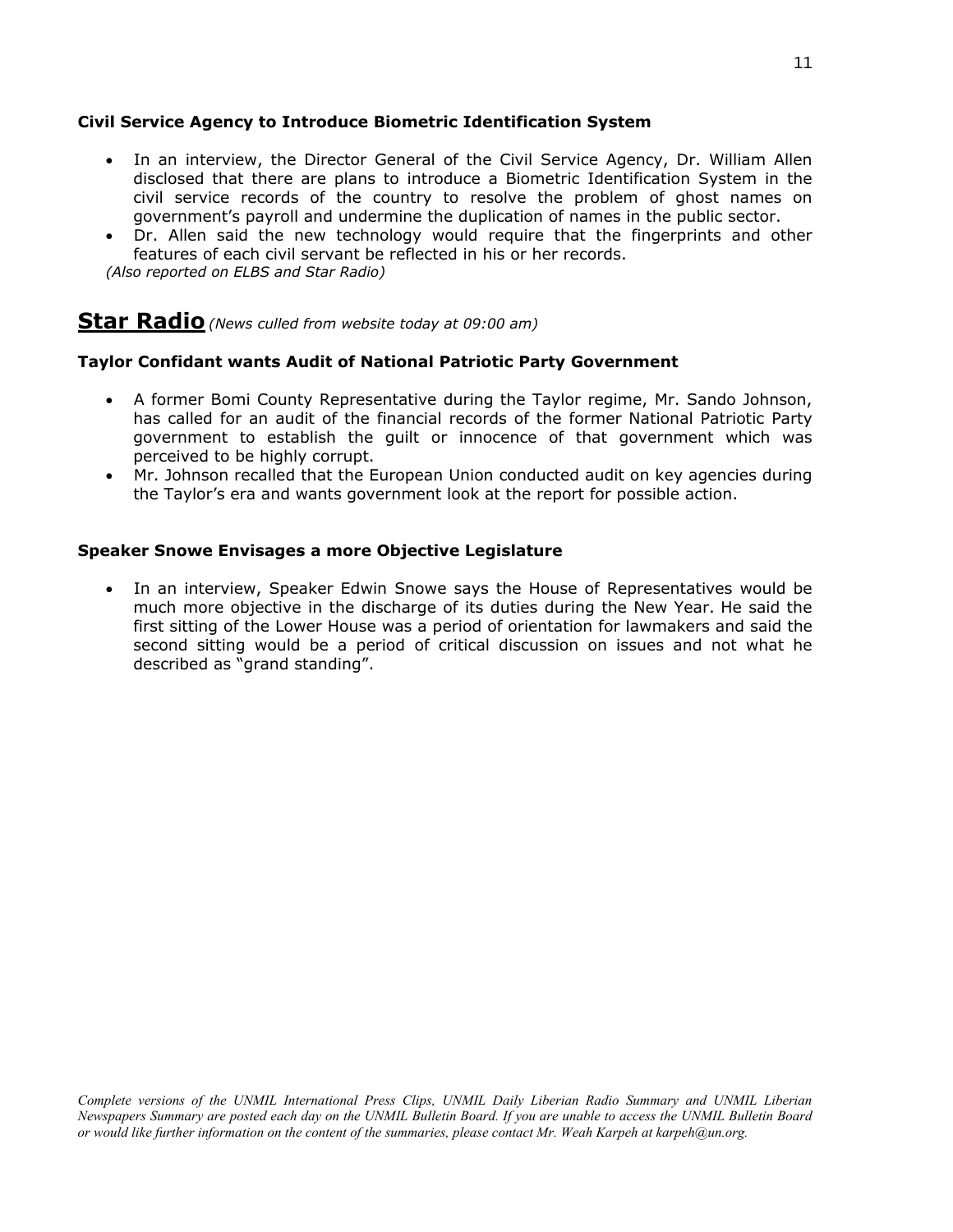**Civil Service Agency to Introduce Biometric Identification System**

- In an interview, the Director General of the Civil Service Agency, Dr. William Allen disclosed that there are plans to introduce a Biometric Identification System in the civil service records of the country to resolve the problem of ghost names on government's payroll and undermine the duplication of names in the public sector.
- Dr. Allen said the new technology would require that the fingerprints and other features of each civil servant be reflected in his or her records.

*(Also reported on ELBS and Star Radio)*

## Star Radio *(News culled from website today at 09:00 am)*

**Taylor Confidant wants Audit of National Patriotic Party Government**

- A former Bomi County Representative during the Taylor regime, Mr. Sando Johnson, has called for an audit of the financial records of the former National Patriotic Party government to establish the guilt or innocence of that government which was perceived to be highly corrupt.
- Mr. Johnson recalled that the European Union conducted audit on key agencies during the Taylor's era and wants government look at the report for possible action.

**Speaker Snowe Envisages a more Objective Legislature**

- In an interview, Speaker Edwin Snowe says the House of Representatives would be much more objective in the discharge of its duties during the New Year. He said the first sitting of the Lower House was a period of orientation for lawmakers and said the second sitting would be a period of critical discussion on issues and not what he described as "grand standing".

*Complete versions of the UNMIL International Press Clips, UNMIL Daily Liberian Radio Summary and UNMIL Liberian Newspapers Summary are posted each day on the UNMIL Bulletin Board. If you are unable to access the UNMIL Bulletin Board or would like further information on the content of the summaries, please contact Mr. Weah Karpeh at karpeh@un.org.*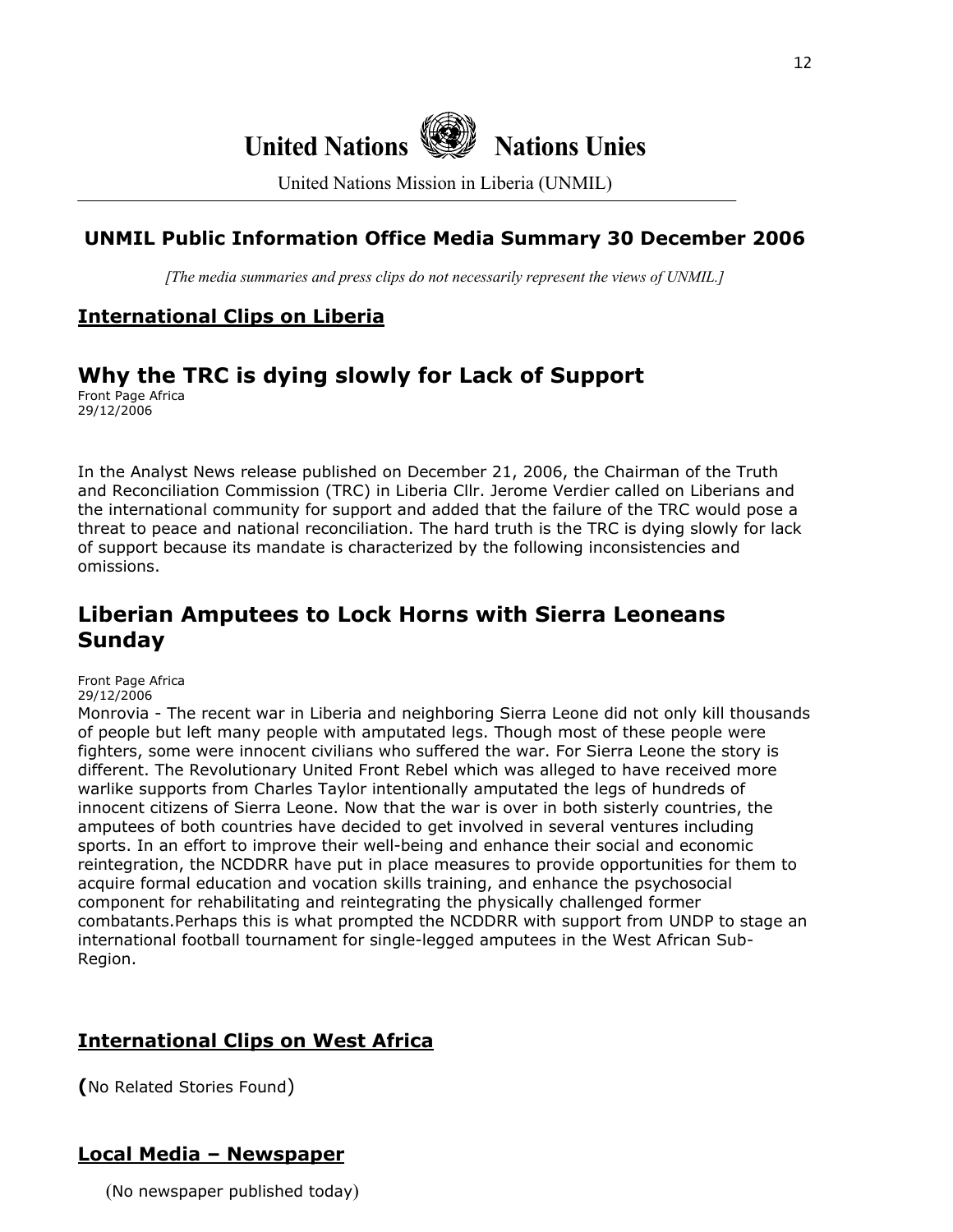# United Nations Nations Unies

United Nations Mission in Liberia (UNMIL)

## UNMIL Public Information Office Media Summary 30 December 2006

*[The media summaries and press clips do not necessarily represent the views of UNMIL.]*

## International Clips on Liberia

### Why the TRC is dying slowly for Lack of Support

Front Page Africa
29/12/2006

In the Analyst News release published on December 21, 2006, the Chairman of the Truth and Reconciliation Commission (TRC) in Liberia Cllr. Jerome Verdier called on Liberians and the international community for support and added that the failure of the TRC would pose a threat to peace and national reconciliation. The hard truth is the TRC is dying slowly for lack of support because its mandate is characterized by the following inconsistencies and omissions.

### Liberian Amputees to Lock Horns with Sierra Leoneans Sunday

Front Page Africa
29/12/2006

Monrovia - The recent war in Liberia and neighboring Sierra Leone did not only kill thousands of people but left many people with amputated legs. Though most of these people were fighters, some were innocent civilians who suffered the war. For Sierra Leone the story is different. The Revolutionary United Front Rebel which was alleged to have received more warlike supports from Charles Taylor intentionally amputated the legs of hundreds of innocent citizens of Sierra Leone. Now that the war is over in both sisterly countries, the amputees of both countries have decided to get involved in several ventures including sports. In an effort to improve their well-being and enhance their social and economic reintegration, the NCDDRR have put in place measures to provide opportunities for them to acquire formal education and vocation skills training, and enhance the psychosocial component for rehabilitating and reintegrating the physically challenged former combatants.Perhaps this is what prompted the NCDDRR with support from UNDP to stage an international football tournament for single-legged amputees in the West African Sub-Region.

## International Clips on West Africa

**(**No Related Stories Found)

## Local Media – Newspaper

(No newspaper published today)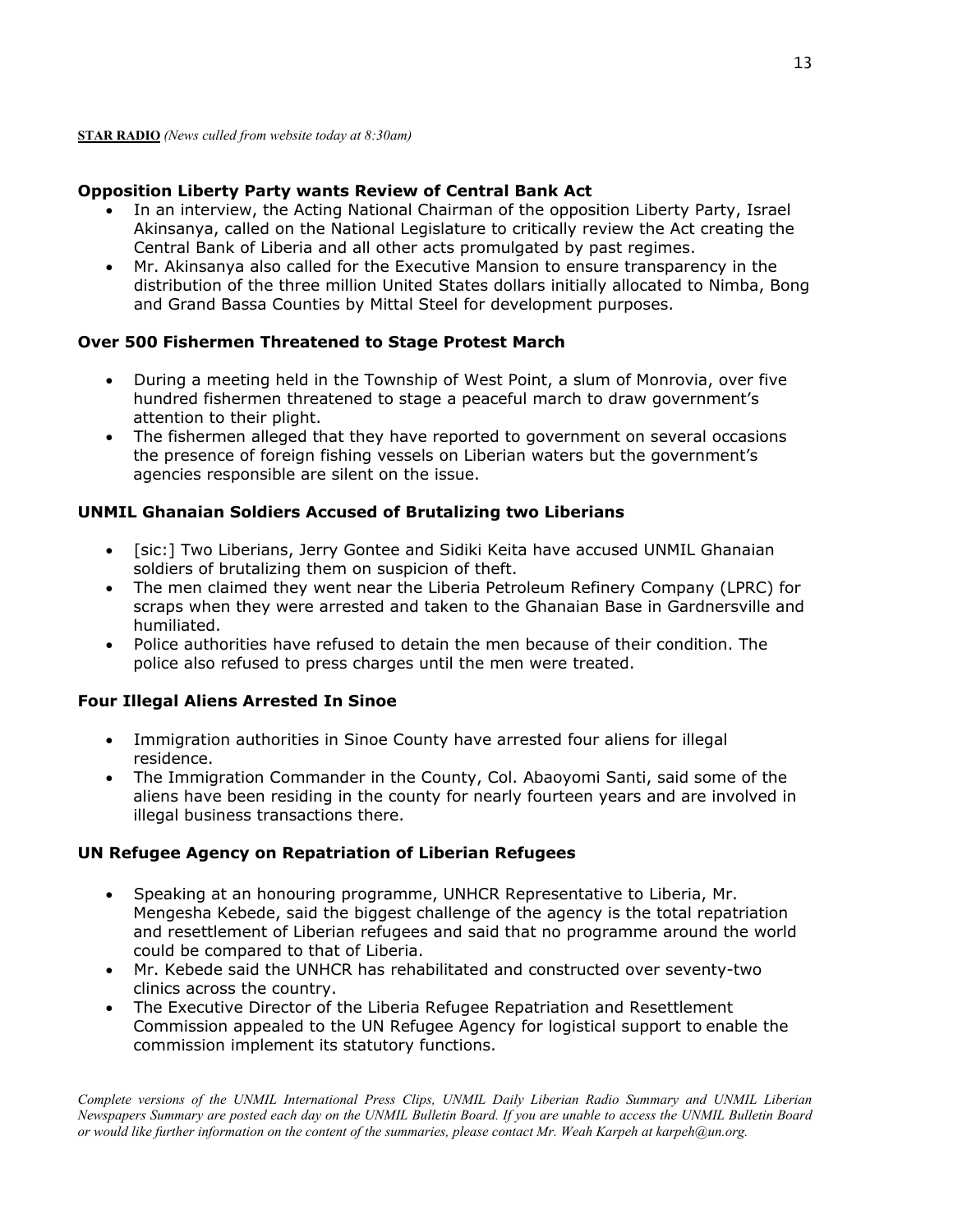**STAR RADIO** *(News culled from website today at 8:30am)*

### Opposition Liberty Party wants Review of Central Bank Act

- In an interview, the Acting National Chairman of the opposition Liberty Party, Israel Akinsanya, called on the National Legislature to critically review the Act creating the Central Bank of Liberia and all other acts promulgated by past regimes.
- Mr. Akinsanya also called for the Executive Mansion to ensure transparency in the distribution of the three million United States dollars initially allocated to Nimba, Bong and Grand Bassa Counties by Mittal Steel for development purposes.

### Over 500 Fishermen Threatened to Stage Protest March

- During a meeting held in the Township of West Point, a slum of Monrovia, over five hundred fishermen threatened to stage a peaceful march to draw government's attention to their plight.
- The fishermen alleged that they have reported to government on several occasions the presence of foreign fishing vessels on Liberian waters but the government's agencies responsible are silent on the issue.

### UNMIL Ghanaian Soldiers Accused of Brutalizing two Liberians

- [sic:] Two Liberians, Jerry Gontee and Sidiki Keita have accused UNMIL Ghanaian soldiers of brutalizing them on suspicion of theft.
- The men claimed they went near the Liberia Petroleum Refinery Company (LPRC) for scraps when they were arrested and taken to the Ghanaian Base in Gardnersville and humiliated.
- Police authorities have refused to detain the men because of their condition. The police also refused to press charges until the men were treated.

### Four Illegal Aliens Arrested In Sinoe

- Immigration authorities in Sinoe County have arrested four aliens for illegal residence.
- The Immigration Commander in the County, Col. Abaoyomi Santi, said some of the aliens have been residing in the county for nearly fourteen years and are involved in illegal business transactions there.

### UN Refugee Agency on Repatriation of Liberian Refugees

- Speaking at an honouring programme, UNHCR Representative to Liberia, Mr. Mengesha Kebede, said the biggest challenge of the agency is the total repatriation and resettlement of Liberian refugees and said that no programme around the world could be compared to that of Liberia.
- Mr. Kebede said the UNHCR has rehabilitated and constructed over seventy-two clinics across the country.
- The Executive Director of the Liberia Refugee Repatriation and Resettlement Commission appealed to the UN Refugee Agency for logistical support to enable the commission implement its statutory functions.

*Complete versions of the UNMIL International Press Clips, UNMIL Daily Liberian Radio Summary and UNMIL Liberian Newspapers Summary are posted each day on the UNMIL Bulletin Board. If you are unable to access the UNMIL Bulletin Board or would like further information on the content of the summaries, please contact Mr. Weah Karpeh at karpeh@un.org.*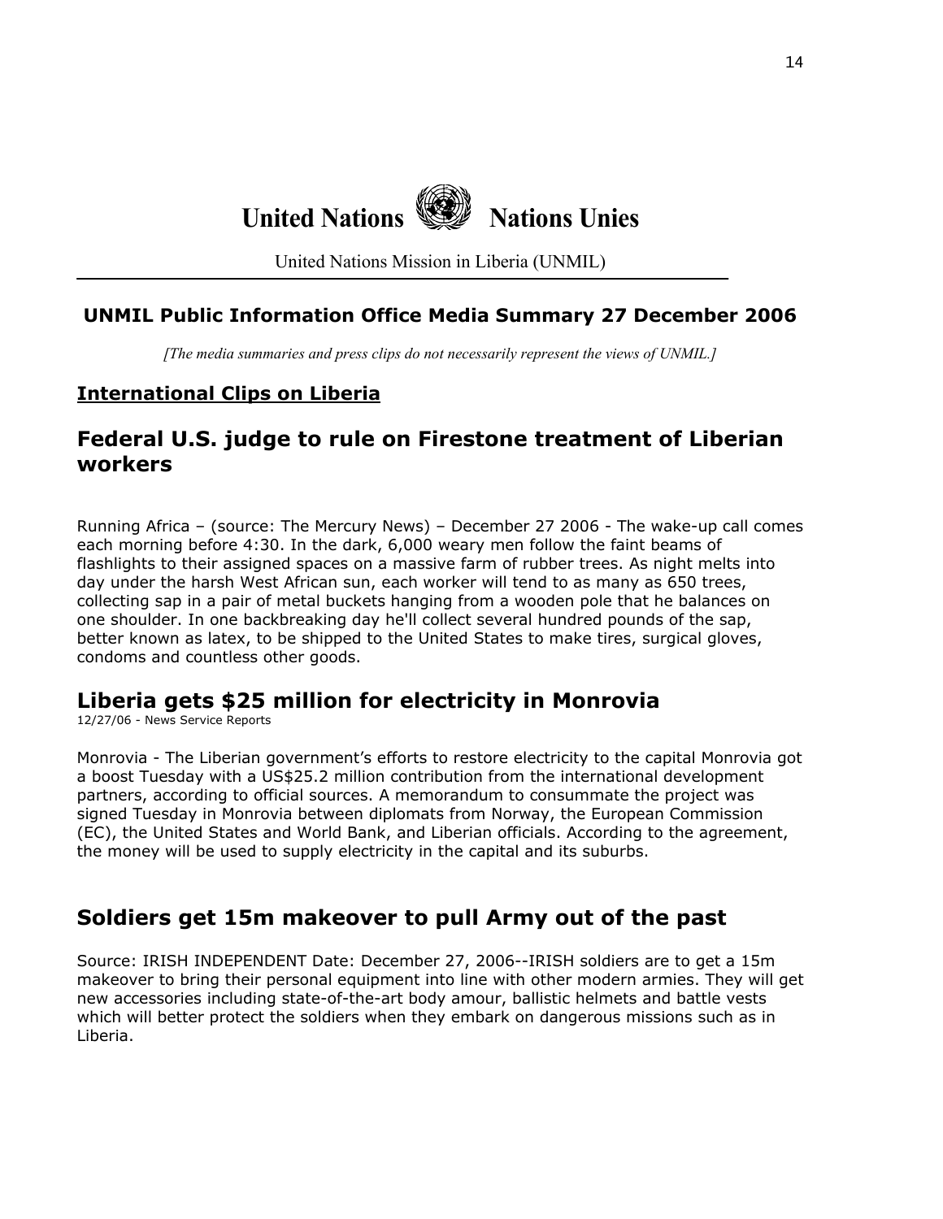**United Nations** **Nations Unies**

United Nations Mission in Liberia (UNMIL)

## UNMIL Public Information Office Media Summary 27 December 2006

*[The media summaries and press clips do not necessarily represent the views of UNMIL.]*

### International Clips on Liberia

## Federal U.S. judge to rule on Firestone treatment of Liberian workers

Running Africa – (source: The Mercury News) – December 27 2006 - The wake-up call comes each morning before 4:30. In the dark, 6,000 weary men follow the faint beams of flashlights to their assigned spaces on a massive farm of rubber trees. As night melts into day under the harsh West African sun, each worker will tend to as many as 650 trees, collecting sap in a pair of metal buckets hanging from a wooden pole that he balances on one shoulder. In one backbreaking day he'll collect several hundred pounds of the sap, better known as latex, to be shipped to the United States to make tires, surgical gloves, condoms and countless other goods.

## Liberia gets $25 million for electricity in Monrovia

12/27/06 - News Service Reports

Monrovia - The Liberian government's efforts to restore electricity to the capital Monrovia got a boost Tuesday with a US$25.2 million contribution from the international development partners, according to official sources. A memorandum to consummate the project was signed Tuesday in Monrovia between diplomats from Norway, the European Commission (EC), the United States and World Bank, and Liberian officials. According to the agreement, the money will be used to supply electricity in the capital and its suburbs.

## Soldiers get 15m makeover to pull Army out of the past

Source: IRISH INDEPENDENT Date: December 27, 2006--IRISH soldiers are to get a 15m makeover to bring their personal equipment into line with other modern armies. They will get new accessories including state-of-the-art body amour, ballistic helmets and battle vests which will better protect the soldiers when they embark on dangerous missions such as in Liberia.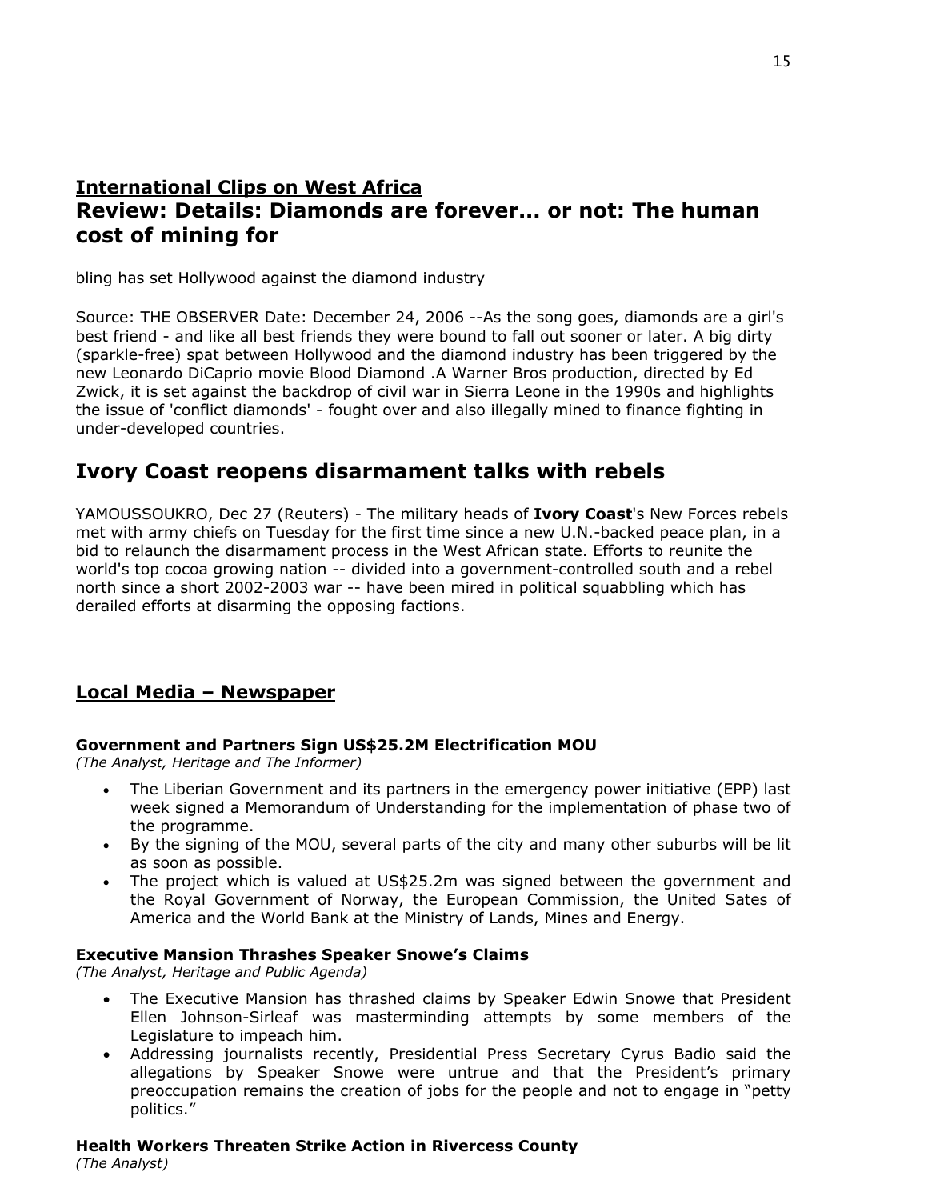## International Clips on West Africa

## Review: Details: Diamonds are forever... or not: The human cost of mining for

bling has set Hollywood against the diamond industry

Source: THE OBSERVER Date: December 24, 2006 --As the song goes, diamonds are a girl's best friend - and like all best friends they were bound to fall out sooner or later. A big dirty (sparkle-free) spat between Hollywood and the diamond industry has been triggered by the new Leonardo DiCaprio movie Blood Diamond .A Warner Bros production, directed by Ed Zwick, it is set against the backdrop of civil war in Sierra Leone in the 1990s and highlights the issue of 'conflict diamonds' - fought over and also illegally mined to finance fighting in under-developed countries.

## Ivory Coast reopens disarmament talks with rebels

YAMOUSSOUKRO, Dec 27 (Reuters) - The military heads of **Ivory Coast**'s New Forces rebels met with army chiefs on Tuesday for the first time since a new U.N.-backed peace plan, in a bid to relaunch the disarmament process in the West African state. Efforts to reunite the world's top cocoa growing nation -- divided into a government-controlled south and a rebel north since a short 2002-2003 war -- have been mired in political squabbling which has derailed efforts at disarming the opposing factions.

## Local Media – Newspaper

### Government and Partners Sign US$25.2M Electrification MOU

*(The Analyst, Heritage and The Informer)*

- The Liberian Government and its partners in the emergency power initiative (EPP) last week signed a Memorandum of Understanding for the implementation of phase two of the programme.
- By the signing of the MOU, several parts of the city and many other suburbs will be lit as soon as possible.
- The project which is valued at US$25.2m was signed between the government and the Royal Government of Norway, the European Commission, the United Sates of America and the World Bank at the Ministry of Lands, Mines and Energy.

### Executive Mansion Thrashes Speaker Snowe's Claims

*(The Analyst, Heritage and Public Agenda)*

- The Executive Mansion has thrashed claims by Speaker Edwin Snowe that President Ellen Johnson-Sirleaf was masterminding attempts by some members of the Legislature to impeach him.
- Addressing journalists recently, Presidential Press Secretary Cyrus Badio said the allegations by Speaker Snowe were untrue and that the President's primary preoccupation remains the creation of jobs for the people and not to engage in "petty politics."

### Health Workers Threaten Strike Action in Rivercess County

*(The Analyst)*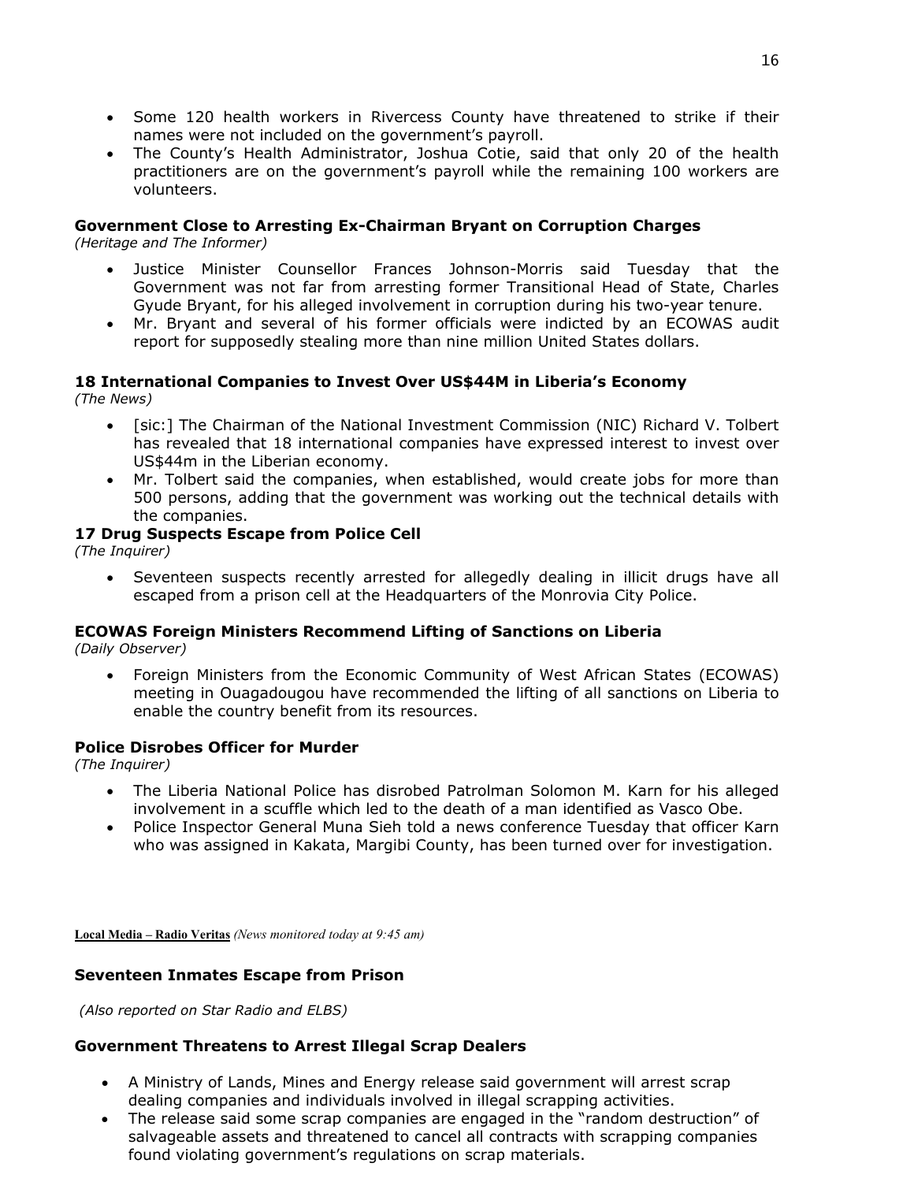- Some 120 health workers in Rivercess County have threatened to strike if their names were not included on the government's payroll.
- The County's Health Administrator, Joshua Cotie, said that only 20 of the health practitioners are on the government's payroll while the remaining 100 workers are volunteers.

**Government Close to Arresting Ex-Chairman Bryant on Corruption Charges**
*(Heritage and The Informer)*

- Justice Minister Counsellor Frances Johnson-Morris said Tuesday that the Government was not far from arresting former Transitional Head of State, Charles Gyude Bryant, for his alleged involvement in corruption during his two-year tenure.
- Mr. Bryant and several of his former officials were indicted by an ECOWAS audit report for supposedly stealing more than nine million United States dollars.

**18 International Companies to Invest Over US$44M in Liberia's Economy**
*(The News)*

- [sic:] The Chairman of the National Investment Commission (NIC) Richard V. Tolbert has revealed that 18 international companies have expressed interest to invest over US$44m in the Liberian economy.
- Mr. Tolbert said the companies, when established, would create jobs for more than 500 persons, adding that the government was working out the technical details with the companies.

**17 Drug Suspects Escape from Police Cell**
*(The Inquirer)*

- Seventeen suspects recently arrested for allegedly dealing in illicit drugs have all escaped from a prison cell at the Headquarters of the Monrovia City Police.

**ECOWAS Foreign Ministers Recommend Lifting of Sanctions on Liberia**
*(Daily Observer)*

- Foreign Ministers from the Economic Community of West African States (ECOWAS) meeting in Ouagadougou have recommended the lifting of all sanctions on Liberia to enable the country benefit from its resources.

**Police Disrobes Officer for Murder**
*(The Inquirer)*

- The Liberia National Police has disrobed Patrolman Solomon M. Karn for his alleged involvement in a scuffle which led to the death of a man identified as Vasco Obe.
- Police Inspector General Muna Sieh told a news conference Tuesday that officer Karn who was assigned in Kakata, Margibi County, has been turned over for investigation.

**Local Media – Radio Veritas** *(News monitored today at 9:45 am)*

**Seventeen Inmates Escape from Prison**

*(Also reported on Star Radio and ELBS)*

**Government Threatens to Arrest Illegal Scrap Dealers**

- A Ministry of Lands, Mines and Energy release said government will arrest scrap dealing companies and individuals involved in illegal scrapping activities.
- The release said some scrap companies are engaged in the "random destruction" of salvageable assets and threatened to cancel all contracts with scrapping companies found violating government's regulations on scrap materials.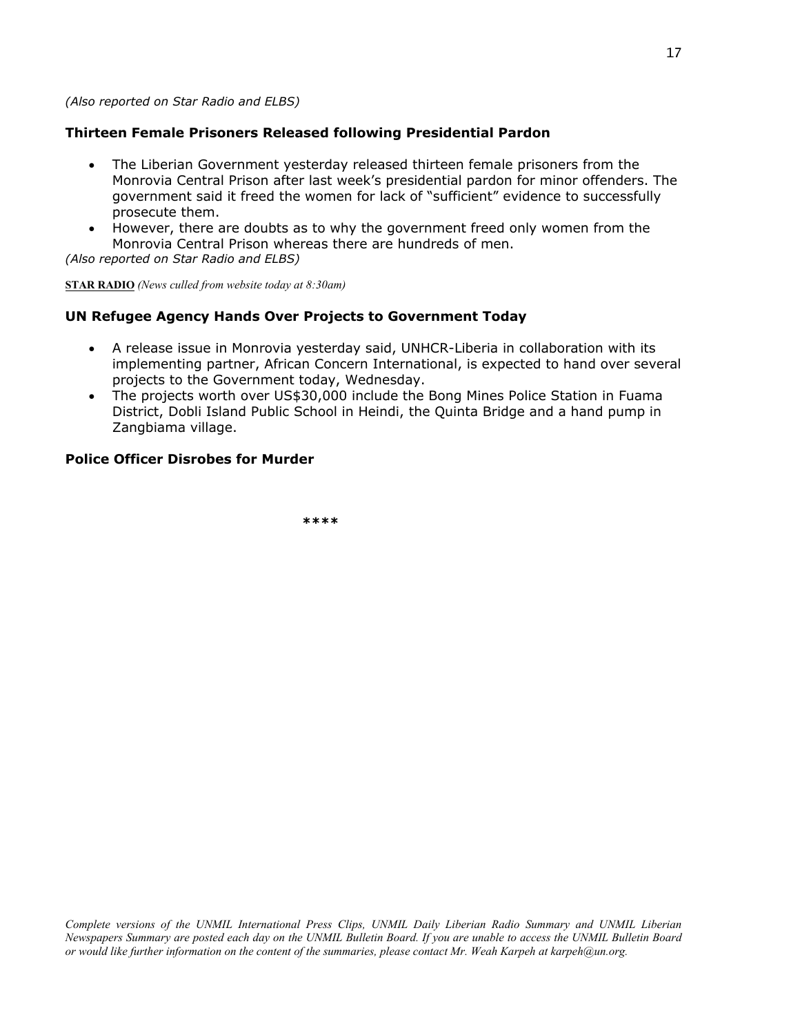*(Also reported on Star Radio and ELBS)*

**Thirteen Female Prisoners Released following Presidential Pardon**

- The Liberian Government yesterday released thirteen female prisoners from the Monrovia Central Prison after last week's presidential pardon for minor offenders. The government said it freed the women for lack of "sufficient" evidence to successfully prosecute them.
- However, there are doubts as to why the government freed only women from the Monrovia Central Prison whereas there are hundreds of men.

*(Also reported on Star Radio and ELBS)*

**STAR RADIO** *(News culled from website today at 8:30am)*

**UN Refugee Agency Hands Over Projects to Government Today**

- A release issue in Monrovia yesterday said, UNHCR-Liberia in collaboration with its implementing partner, African Concern International, is expected to hand over several projects to the Government today, Wednesday.
- The projects worth over US$30,000 include the Bong Mines Police Station in Fuama District, Dobli Island Public School in Heindi, the Quinta Bridge and a hand pump in Zangbiama village.

**Police Officer Disrobes for Murder**

\*\*\*\*

*Complete versions of the UNMIL International Press Clips, UNMIL Daily Liberian Radio Summary and UNMIL Liberian Newspapers Summary are posted each day on the UNMIL Bulletin Board. If you are unable to access the UNMIL Bulletin Board or would like further information on the content of the summaries, please contact Mr. Weah Karpeh at karpeh@un.org.*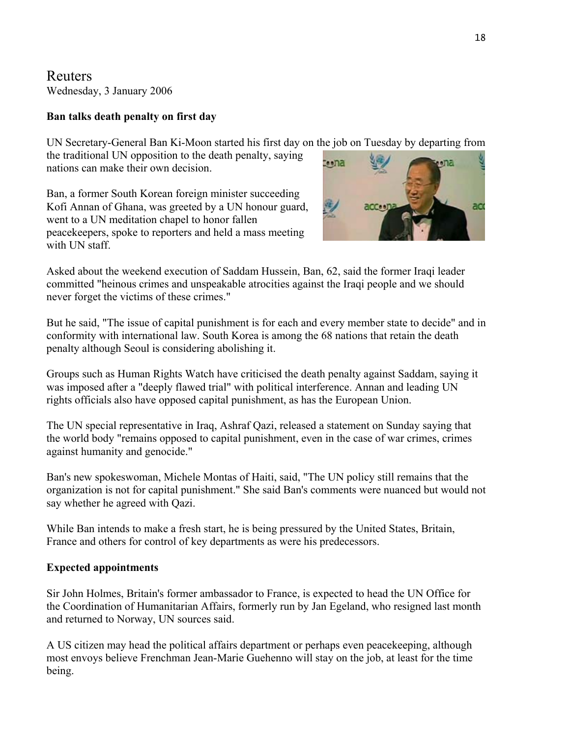# Reuters

Wednesday, 3 January 2006

**Ban talks death penalty on first day**

UN Secretary-General Ban Ki-Moon started his first day on the job on Tuesday by departing from the traditional UN opposition to the death penalty, saying nations can make their own decision.

Ban, a former South Korean foreign minister succeeding Kofi Annan of Ghana, was greeted by a UN honour guard, went to a UN meditation chapel to honor fallen peacekeepers, spoke to reporters and held a mass meeting with UN staff.

Asked about the weekend execution of Saddam Hussein, Ban, 62, said the former Iraqi leader committed "heinous crimes and unspeakable atrocities against the Iraqi people and we should never forget the victims of these crimes."

But he said, "The issue of capital punishment is for each and every member state to decide" and in conformity with international law. South Korea is among the 68 nations that retain the death penalty although Seoul is considering abolishing it.

Groups such as Human Rights Watch have criticised the death penalty against Saddam, saying it was imposed after a "deeply flawed trial" with political interference. Annan and leading UN rights officials also have opposed capital punishment, as has the European Union.

The UN special representative in Iraq, Ashraf Qazi, released a statement on Sunday saying that the world body "remains opposed to capital punishment, even in the case of war crimes, crimes against humanity and genocide."

Ban's new spokeswoman, Michele Montas of Haiti, said, "The UN policy still remains that the organization is not for capital punishment." She said Ban's comments were nuanced but would not say whether he agreed with Qazi.

While Ban intends to make a fresh start, he is being pressured by the United States, Britain, France and others for control of key departments as were his predecessors.

**Expected appointments**

Sir John Holmes, Britain's former ambassador to France, is expected to head the UN Office for the Coordination of Humanitarian Affairs, formerly run by Jan Egeland, who resigned last month and returned to Norway, UN sources said.

A US citizen may head the political affairs department or perhaps even peacekeeping, although most envoys believe Frenchman Jean-Marie Guehenno will stay on the job, at least for the time being.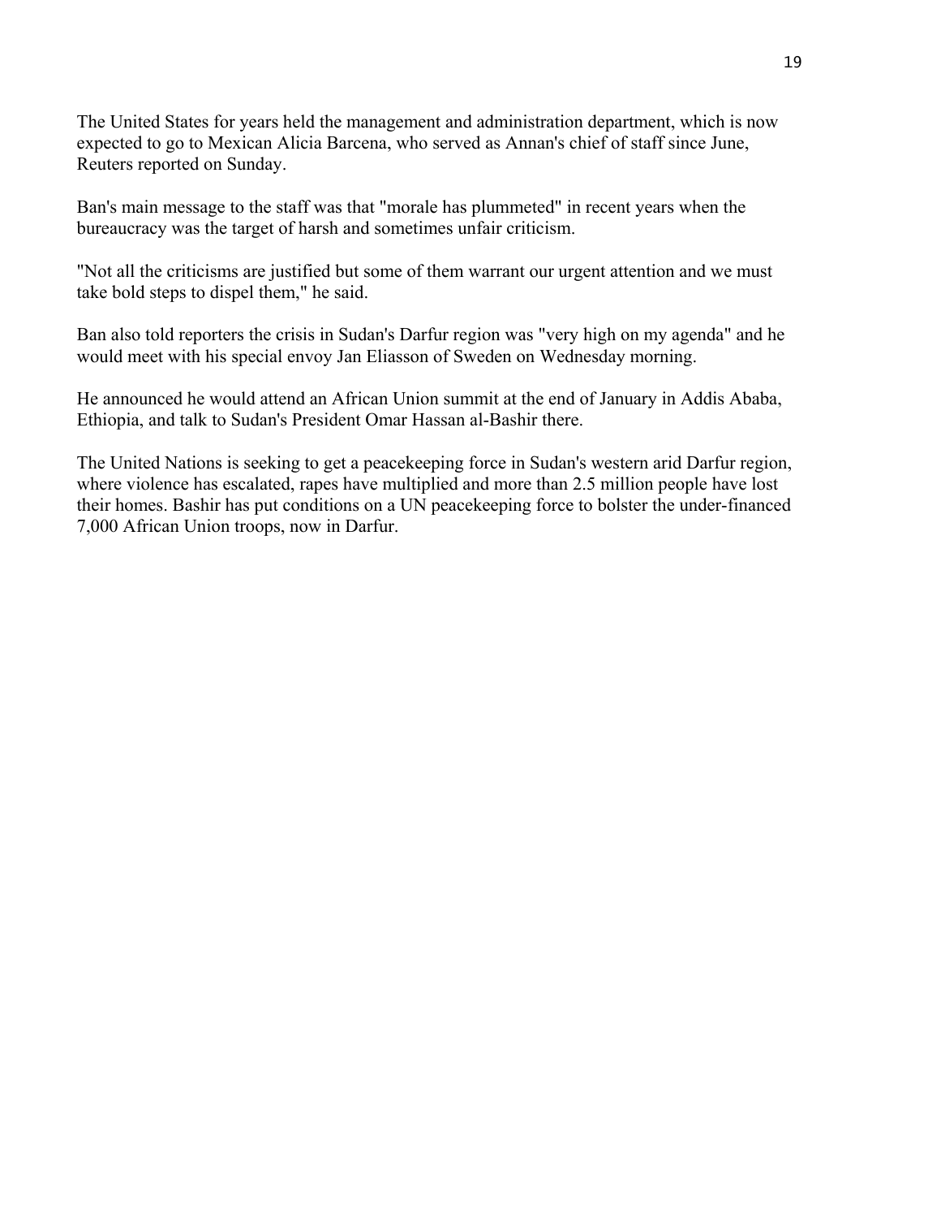The United States for years held the management and administration department, which is now expected to go to Mexican Alicia Barcena, who served as Annan's chief of staff since June, Reuters reported on Sunday.

Ban's main message to the staff was that "morale has plummeted" in recent years when the bureaucracy was the target of harsh and sometimes unfair criticism.

"Not all the criticisms are justified but some of them warrant our urgent attention and we must take bold steps to dispel them," he said.

Ban also told reporters the crisis in Sudan's Darfur region was "very high on my agenda" and he would meet with his special envoy Jan Eliasson of Sweden on Wednesday morning.

He announced he would attend an African Union summit at the end of January in Addis Ababa, Ethiopia, and talk to Sudan's President Omar Hassan al-Bashir there.

The United Nations is seeking to get a peacekeeping force in Sudan's western arid Darfur region, where violence has escalated, rapes have multiplied and more than 2.5 million people have lost their homes. Bashir has put conditions on a UN peacekeeping force to bolster the under-financed 7,000 African Union troops, now in Darfur.